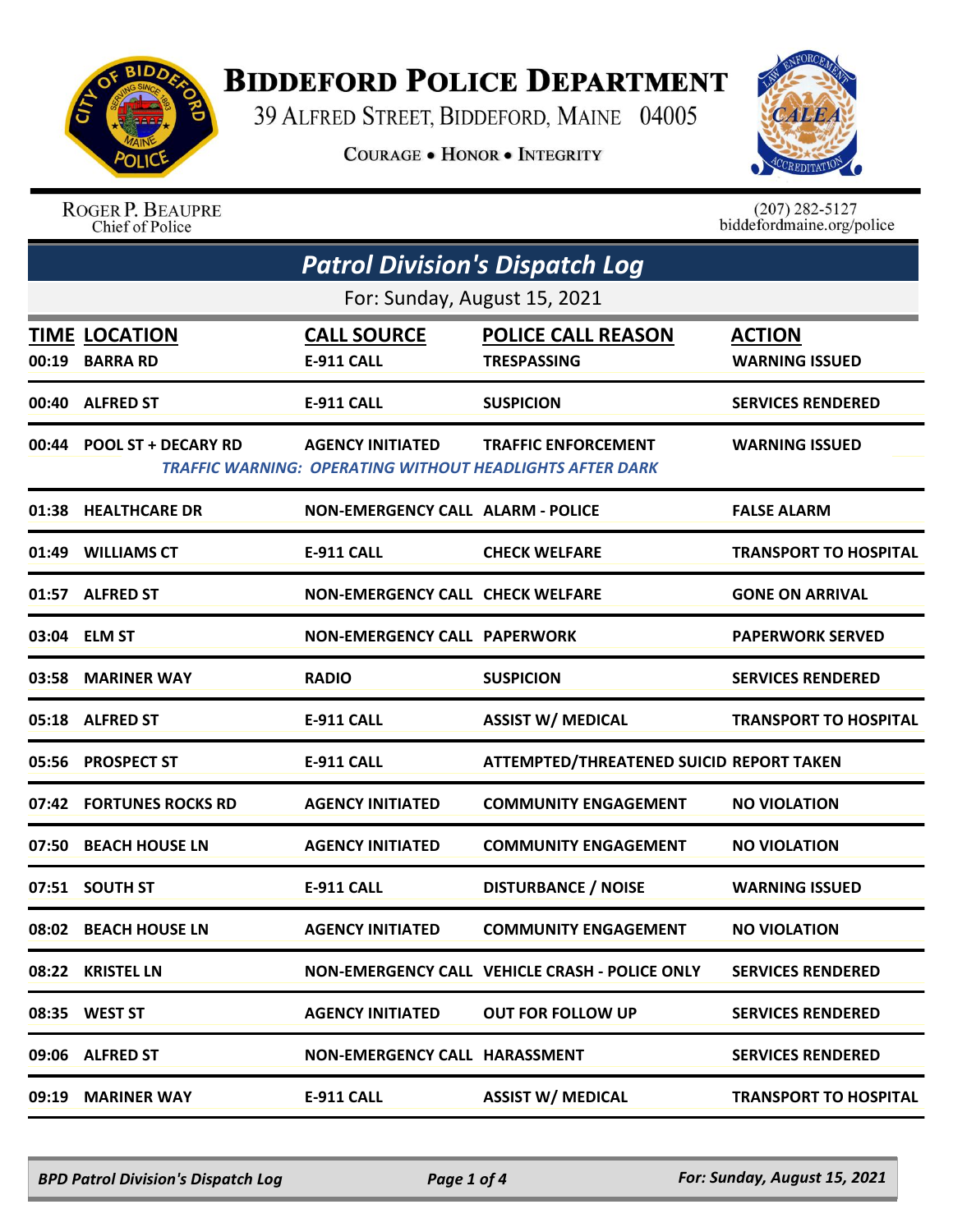# BIDDEFORD POLICE DEPARTMENT

39 ALFRED STREET, BIDDEFORD, MAINE 04005

COURAGE • HONOR • INTEGRITY

ROGER P. BEAUPRE
Chief of Police

(207) 282-5127
biddefordmaine.org/police

## Patrol Division's Dispatch Log

For: Sunday, August 15, 2021

| TIME | LOCATION | CALL SOURCE | POLICE CALL REASON | ACTION |
|---|---|---|---|---|
| 00:19 | BARRA RD | E-911 CALL | TRESPASSING | WARNING ISSUED |
| 00:40 | ALFRED ST | E-911 CALL | SUSPICION | SERVICES RENDERED |
| 00:44 | POOL ST + DECARY RD | AGENCY INITIATED | TRAFFIC ENFORCEMENT | WARNING ISSUED |
| | *TRAFFIC WARNING: OPERATING WITHOUT HEADLIGHTS AFTER DARK* | | | |
| 01:38 | HEALTHCARE DR | NON-EMERGENCY CALL | ALARM - POLICE | FALSE ALARM |
| 01:49 | WILLIAMS CT | E-911 CALL | CHECK WELFARE | TRANSPORT TO HOSPITAL |
| 01:57 | ALFRED ST | NON-EMERGENCY CALL | CHECK WELFARE | GONE ON ARRIVAL |
| 03:04 | ELM ST | NON-EMERGENCY CALL | PAPERWORK | PAPERWORK SERVED |
| 03:58 | MARINER WAY | RADIO | SUSPICION | SERVICES RENDERED |
| 05:18 | ALFRED ST | E-911 CALL | ASSIST W/ MEDICAL | TRANSPORT TO HOSPITAL |
| 05:56 | PROSPECT ST | E-911 CALL | ATTEMPTED/THREATENED SUICID | REPORT TAKEN |
| 07:42 | FORTUNES ROCKS RD | AGENCY INITIATED | COMMUNITY ENGAGEMENT | NO VIOLATION |
| 07:50 | BEACH HOUSE LN | AGENCY INITIATED | COMMUNITY ENGAGEMENT | NO VIOLATION |
| 07:51 | SOUTH ST | E-911 CALL | DISTURBANCE / NOISE | WARNING ISSUED |
| 08:02 | BEACH HOUSE LN | AGENCY INITIATED | COMMUNITY ENGAGEMENT | NO VIOLATION |
| 08:22 | KRISTEL LN | NON-EMERGENCY CALL | VEHICLE CRASH - POLICE ONLY | SERVICES RENDERED |
| 08:35 | WEST ST | AGENCY INITIATED | OUT FOR FOLLOW UP | SERVICES RENDERED |
| 09:06 | ALFRED ST | NON-EMERGENCY CALL | HARASSMENT | SERVICES RENDERED |
| 09:19 | MARINER WAY | E-911 CALL | ASSIST W/ MEDICAL | TRANSPORT TO HOSPITAL |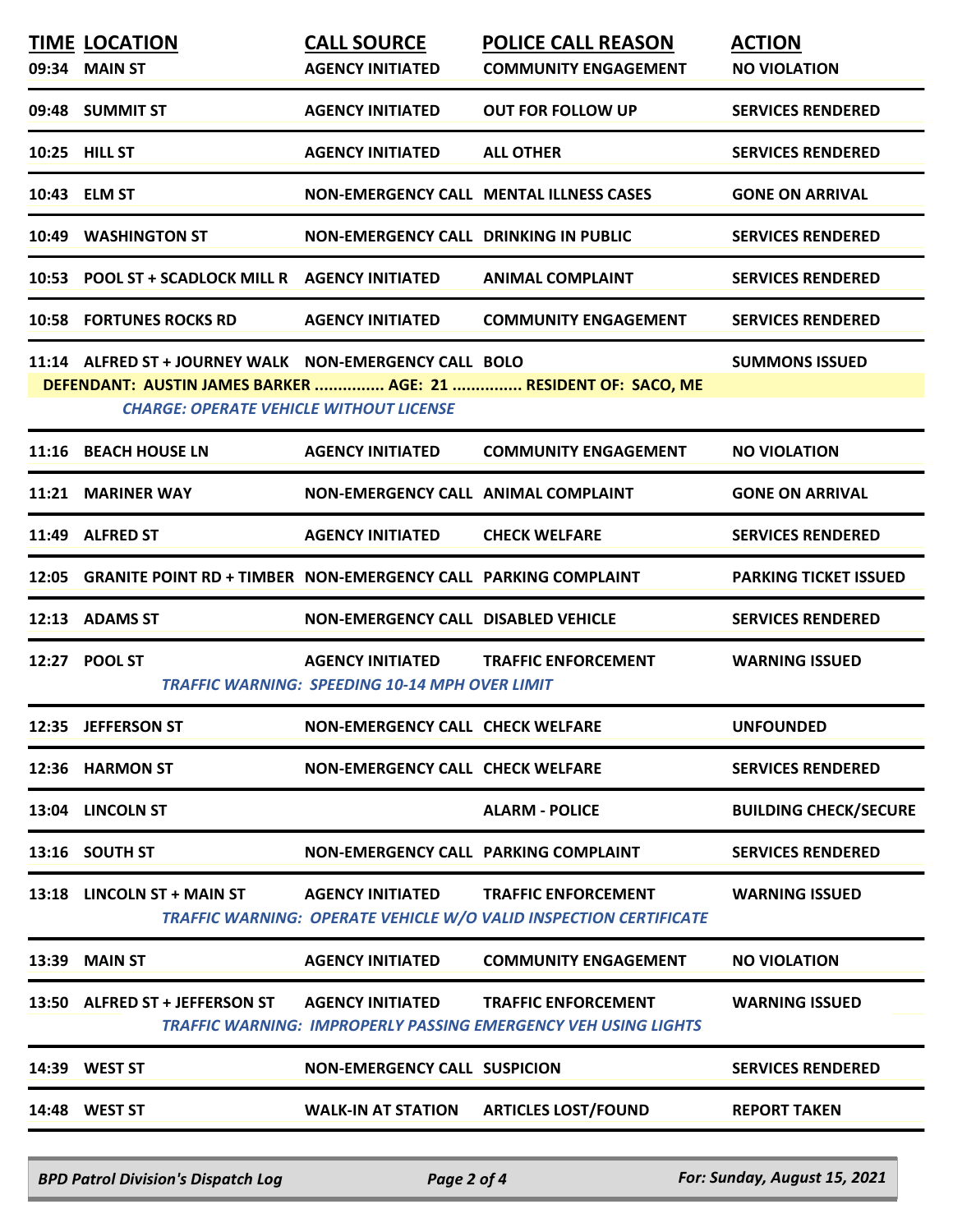| TIME | LOCATION | CALL SOURCE | POLICE CALL REASON | ACTION |
|---|---|---|---|---|
| 09:34 | MAIN ST | AGENCY INITIATED | COMMUNITY ENGAGEMENT | NO VIOLATION |
| 09:48 | SUMMIT ST | AGENCY INITIATED | OUT FOR FOLLOW UP | SERVICES RENDERED |
| 10:25 | HILL ST | AGENCY INITIATED | ALL OTHER | SERVICES RENDERED |
| 10:43 | ELM ST | NON-EMERGENCY CALL | MENTAL ILLNESS CASES | GONE ON ARRIVAL |
| 10:49 | WASHINGTON ST | NON-EMERGENCY CALL | DRINKING IN PUBLIC | SERVICES RENDERED |
| 10:53 | POOL ST + SCADLOCK MILL R | AGENCY INITIATED | ANIMAL COMPLAINT | SERVICES RENDERED |
| 10:58 | FORTUNES ROCKS RD | AGENCY INITIATED | COMMUNITY ENGAGEMENT | SERVICES RENDERED |
| 11:14 | ALFRED ST + JOURNEY WALK | NON-EMERGENCY CALL | BOLO | SUMMONS ISSUED |
| | DEFENDANT: AUSTIN JAMES BARKER ............... AGE: 21 ............... RESIDENT OF: SACO, ME | | | |
| | *CHARGE: OPERATE VEHICLE WITHOUT LICENSE* | | | |
| 11:16 | BEACH HOUSE LN | AGENCY INITIATED | COMMUNITY ENGAGEMENT | NO VIOLATION |
| 11:21 | MARINER WAY | NON-EMERGENCY CALL | ANIMAL COMPLAINT | GONE ON ARRIVAL |
| 11:49 | ALFRED ST | AGENCY INITIATED | CHECK WELFARE | SERVICES RENDERED |
| 12:05 | GRANITE POINT RD + TIMBER | NON-EMERGENCY CALL | PARKING COMPLAINT | PARKING TICKET ISSUED |
| 12:13 | ADAMS ST | NON-EMERGENCY CALL | DISABLED VEHICLE | SERVICES RENDERED |
| 12:27 | POOL ST | AGENCY INITIATED | TRAFFIC ENFORCEMENT | WARNING ISSUED |
| | *TRAFFIC WARNING: SPEEDING 10-14 MPH OVER LIMIT* | | | |
| 12:35 | JEFFERSON ST | NON-EMERGENCY CALL | CHECK WELFARE | UNFOUNDED |
| 12:36 | HARMON ST | NON-EMERGENCY CALL | CHECK WELFARE | SERVICES RENDERED |
| 13:04 | LINCOLN ST | | ALARM - POLICE | BUILDING CHECK/SECURE |
| 13:16 | SOUTH ST | NON-EMERGENCY CALL | PARKING COMPLAINT | SERVICES RENDERED |
| 13:18 | LINCOLN ST + MAIN ST | AGENCY INITIATED | TRAFFIC ENFORCEMENT | WARNING ISSUED |
| | *TRAFFIC WARNING: OPERATE VEHICLE W/O VALID INSPECTION CERTIFICATE* | | | |
| 13:39 | MAIN ST | AGENCY INITIATED | COMMUNITY ENGAGEMENT | NO VIOLATION |
| 13:50 | ALFRED ST + JEFFERSON ST | AGENCY INITIATED | TRAFFIC ENFORCEMENT | WARNING ISSUED |
| | *TRAFFIC WARNING: IMPROPERLY PASSING EMERGENCY VEH USING LIGHTS* | | | |
| 14:39 | WEST ST | NON-EMERGENCY CALL | SUSPICION | SERVICES RENDERED |
| 14:48 | WEST ST | WALK-IN AT STATION | ARTICLES LOST/FOUND | REPORT TAKEN |

*BPD Patrol Division's Dispatch Log* — *For: Sunday, August 15, 2021*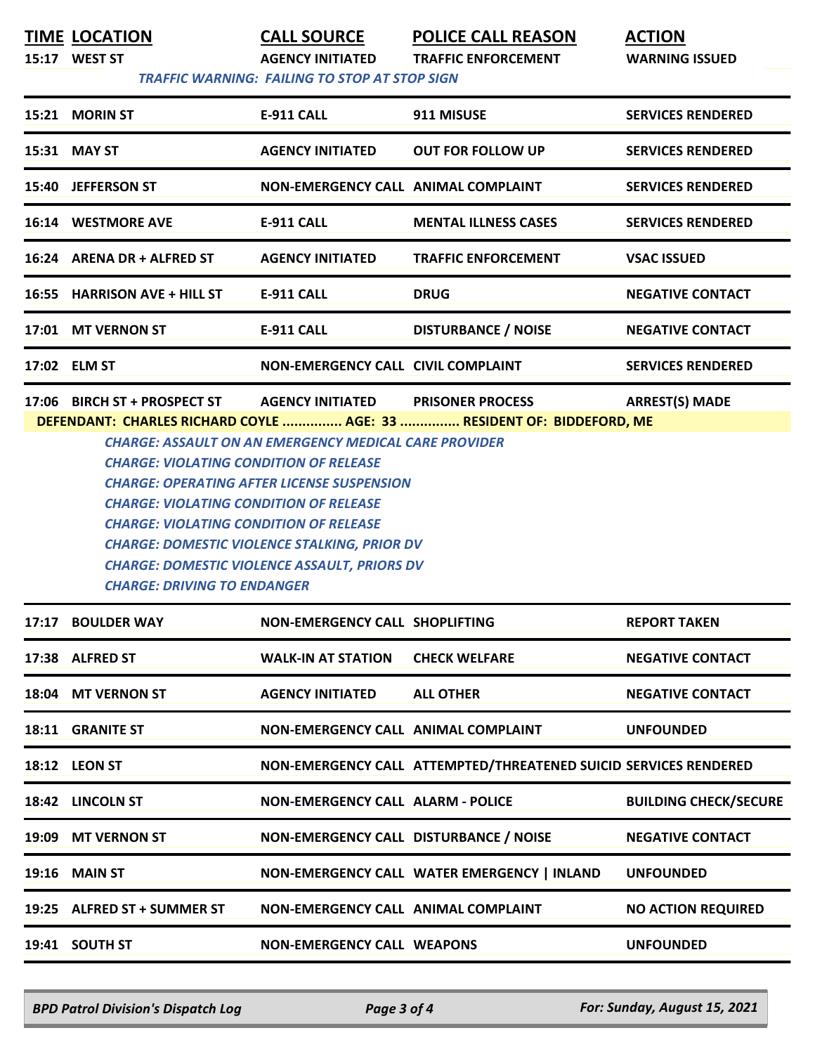| TIME | LOCATION | CALL SOURCE | POLICE CALL REASON | ACTION |
|---|---|---|---|---|
| 15:17 | WEST ST | AGENCY INITIATED | TRAFFIC ENFORCEMENT | WARNING ISSUED |
| | *TRAFFIC WARNING: FAILING TO STOP AT STOP SIGN* | | | |
| 15:21 | MORIN ST | E-911 CALL | 911 MISUSE | SERVICES RENDERED |
| 15:31 | MAY ST | AGENCY INITIATED | OUT FOR FOLLOW UP | SERVICES RENDERED |
| 15:40 | JEFFERSON ST | NON-EMERGENCY CALL | ANIMAL COMPLAINT | SERVICES RENDERED |
| 16:14 | WESTMORE AVE | E-911 CALL | MENTAL ILLNESS CASES | SERVICES RENDERED |
| 16:24 | ARENA DR + ALFRED ST | AGENCY INITIATED | TRAFFIC ENFORCEMENT | VSAC ISSUED |
| 16:55 | HARRISON AVE + HILL ST | E-911 CALL | DRUG | NEGATIVE CONTACT |
| 17:01 | MT VERNON ST | E-911 CALL | DISTURBANCE / NOISE | NEGATIVE CONTACT |
| 17:02 | ELM ST | NON-EMERGENCY CALL | CIVIL COMPLAINT | SERVICES RENDERED |
| 17:06 | BIRCH ST + PROSPECT ST | AGENCY INITIATED | PRISONER PROCESS | ARREST(S) MADE |
| | **DEFENDANT: CHARLES RICHARD COYLE ............... AGE: 33 ............... RESIDENT OF: BIDDEFORD, ME**<br>*CHARGE: ASSAULT ON AN EMERGENCY MEDICAL CARE PROVIDER*<br>*CHARGE: VIOLATING CONDITION OF RELEASE*<br>*CHARGE: OPERATING AFTER LICENSE SUSPENSION*<br>*CHARGE: VIOLATING CONDITION OF RELEASE*<br>*CHARGE: VIOLATING CONDITION OF RELEASE*<br>*CHARGE: DOMESTIC VIOLENCE STALKING, PRIOR DV*<br>*CHARGE: DOMESTIC VIOLENCE ASSAULT, PRIORS DV*<br>*CHARGE: DRIVING TO ENDANGER* | | | |
| 17:17 | BOULDER WAY | NON-EMERGENCY CALL | SHOPLIFTING | REPORT TAKEN |
| 17:38 | ALFRED ST | WALK-IN AT STATION | CHECK WELFARE | NEGATIVE CONTACT |
| 18:04 | MT VERNON ST | AGENCY INITIATED | ALL OTHER | NEGATIVE CONTACT |
| 18:11 | GRANITE ST | NON-EMERGENCY CALL | ANIMAL COMPLAINT | UNFOUNDED |
| 18:12 | LEON ST | NON-EMERGENCY CALL | ATTEMPTED/THREATENED SUICID | SERVICES RENDERED |
| 18:42 | LINCOLN ST | NON-EMERGENCY CALL | ALARM - POLICE | BUILDING CHECK/SECURE |
| 19:09 | MT VERNON ST | NON-EMERGENCY CALL | DISTURBANCE / NOISE | NEGATIVE CONTACT |
| 19:16 | MAIN ST | NON-EMERGENCY CALL | WATER EMERGENCY \| INLAND | UNFOUNDED |
| 19:25 | ALFRED ST + SUMMER ST | NON-EMERGENCY CALL | ANIMAL COMPLAINT | NO ACTION REQUIRED |
| 19:41 | SOUTH ST | NON-EMERGENCY CALL | WEAPONS | UNFOUNDED |

*BPD Patrol Division's Dispatch Log* — *For: Sunday, August 15, 2021*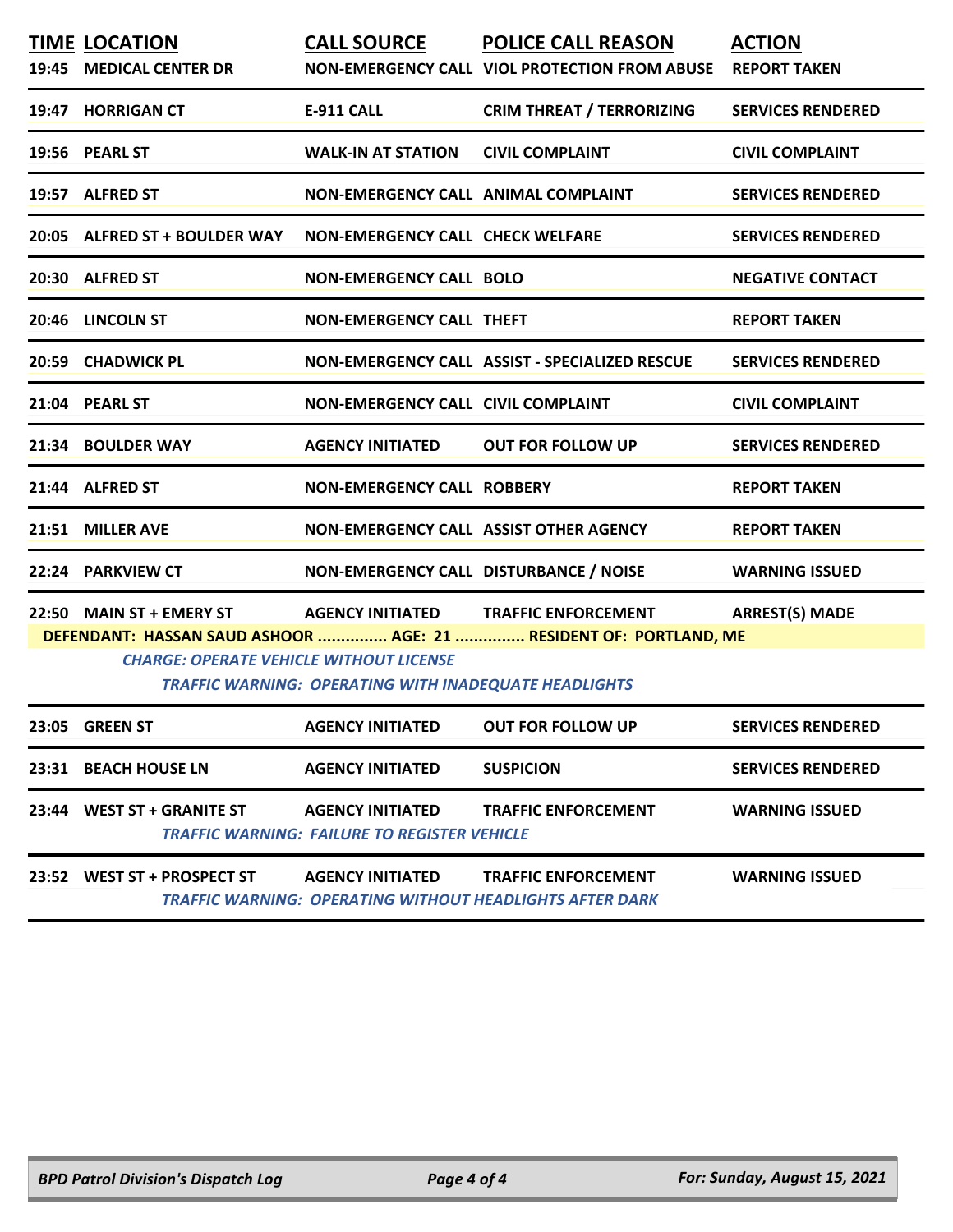| TIME | LOCATION | CALL SOURCE | POLICE CALL REASON | ACTION |
|---|---|---|---|---|
| 19:45 | MEDICAL CENTER DR | NON-EMERGENCY CALL | VIOL PROTECTION FROM ABUSE | REPORT TAKEN |
| 19:47 | HORRIGAN CT | E-911 CALL | CRIM THREAT / TERRORIZING | SERVICES RENDERED |
| 19:56 | PEARL ST | WALK-IN AT STATION | CIVIL COMPLAINT | CIVIL COMPLAINT |
| 19:57 | ALFRED ST | NON-EMERGENCY CALL | ANIMAL COMPLAINT | SERVICES RENDERED |
| 20:05 | ALFRED ST + BOULDER WAY | NON-EMERGENCY CALL | CHECK WELFARE | SERVICES RENDERED |
| 20:30 | ALFRED ST | NON-EMERGENCY CALL | BOLO | NEGATIVE CONTACT |
| 20:46 | LINCOLN ST | NON-EMERGENCY CALL | THEFT | REPORT TAKEN |
| 20:59 | CHADWICK PL | NON-EMERGENCY CALL | ASSIST - SPECIALIZED RESCUE | SERVICES RENDERED |
| 21:04 | PEARL ST | NON-EMERGENCY CALL | CIVIL COMPLAINT | CIVIL COMPLAINT |
| 21:34 | BOULDER WAY | AGENCY INITIATED | OUT FOR FOLLOW UP | SERVICES RENDERED |
| 21:44 | ALFRED ST | NON-EMERGENCY CALL | ROBBERY | REPORT TAKEN |
| 21:51 | MILLER AVE | NON-EMERGENCY CALL | ASSIST OTHER AGENCY | REPORT TAKEN |
| 22:24 | PARKVIEW CT | NON-EMERGENCY CALL | DISTURBANCE / NOISE | WARNING ISSUED |
| 22:50 | MAIN ST + EMERY ST | AGENCY INITIATED | TRAFFIC ENFORCEMENT | ARREST(S) MADE |

**DEFENDANT: HASSAN SAUD ASHOOR ............... AGE: 21 ............... RESIDENT OF: PORTLAND, ME**

*CHARGE: OPERATE VEHICLE WITHOUT LICENSE*

*TRAFFIC WARNING: OPERATING WITH INADEQUATE HEADLIGHTS*

| TIME | LOCATION | CALL SOURCE | POLICE CALL REASON | ACTION |
|---|---|---|---|---|
| 23:05 | GREEN ST | AGENCY INITIATED | OUT FOR FOLLOW UP | SERVICES RENDERED |
| 23:31 | BEACH HOUSE LN | AGENCY INITIATED | SUSPICION | SERVICES RENDERED |
| 23:44 | WEST ST + GRANITE ST | AGENCY INITIATED | TRAFFIC ENFORCEMENT | WARNING ISSUED |

*TRAFFIC WARNING: FAILURE TO REGISTER VEHICLE*

| TIME | LOCATION | CALL SOURCE | POLICE CALL REASON | ACTION |
|---|---|---|---|---|
| 23:52 | WEST ST + PROSPECT ST | AGENCY INITIATED | TRAFFIC ENFORCEMENT | WARNING ISSUED |

*TRAFFIC WARNING: OPERATING WITHOUT HEADLIGHTS AFTER DARK*